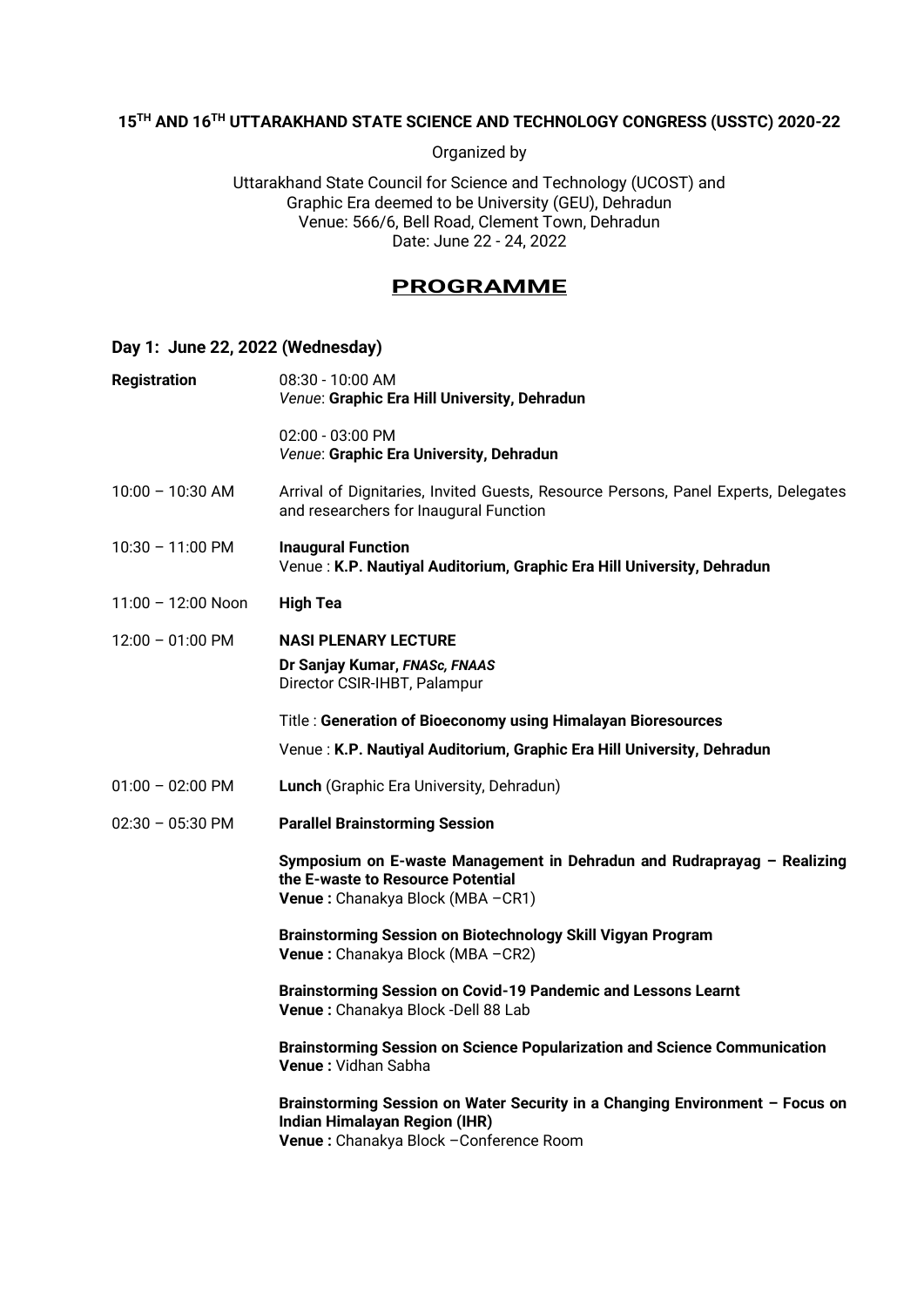**15TH AND 16TH UTTARAKHAND STATE SCIENCE AND TECHNOLOGY CONGRESS (USSTC) 2020-22**

Organized by

Uttarakhand State Council for Science and Technology (UCOST) and
Graphic Era deemed to be University (GEU), Dehradun
Venue: 566/6, Bell Road, Clement Town, Dehradun
Date: June 22 - 24, 2022

# PROGRAMME

## Day 1: June 22, 2022 (Wednesday)

**Registration**
08:30 - 10:00 AM
*Venue*: **Graphic Era Hill University, Dehradun**

02:00 - 03:00 PM
*Venue*: **Graphic Era University, Dehradun**

10:00 – 10:30 AM
Arrival of Dignitaries, Invited Guests, Resource Persons, Panel Experts, Delegates and researchers for Inaugural Function

10:30 – 11:00 PM
**Inaugural Function**
Venue : **K.P. Nautiyal Auditorium, Graphic Era Hill University, Dehradun**

11:00 – 12:00 Noon
**High Tea**

12:00 – 01:00 PM
**NASI PLENARY LECTURE**
**Dr Sanjay Kumar, *FNASc, FNAAS***
Director CSIR-IHBT, Palampur

Title : **Generation of Bioeconomy using Himalayan Bioresources**

Venue : **K.P. Nautiyal Auditorium, Graphic Era Hill University, Dehradun**

01:00 – 02:00 PM
**Lunch** (Graphic Era University, Dehradun)

02:30 – 05:30 PM
**Parallel Brainstorming Session**

**Symposium on E-waste Management in Dehradun and Rudraprayag – Realizing the E-waste to Resource Potential**
**Venue :** Chanakya Block (MBA –CR1)

**Brainstorming Session on Biotechnology Skill Vigyan Program**
**Venue :** Chanakya Block (MBA –CR2)

**Brainstorming Session on Covid-19 Pandemic and Lessons Learnt**
**Venue :** Chanakya Block -Dell 88 Lab

**Brainstorming Session on Science Popularization and Science Communication**
**Venue :** Vidhan Sabha

**Brainstorming Session on Water Security in a Changing Environment – Focus on Indian Himalayan Region (IHR)**
**Venue :** Chanakya Block –Conference Room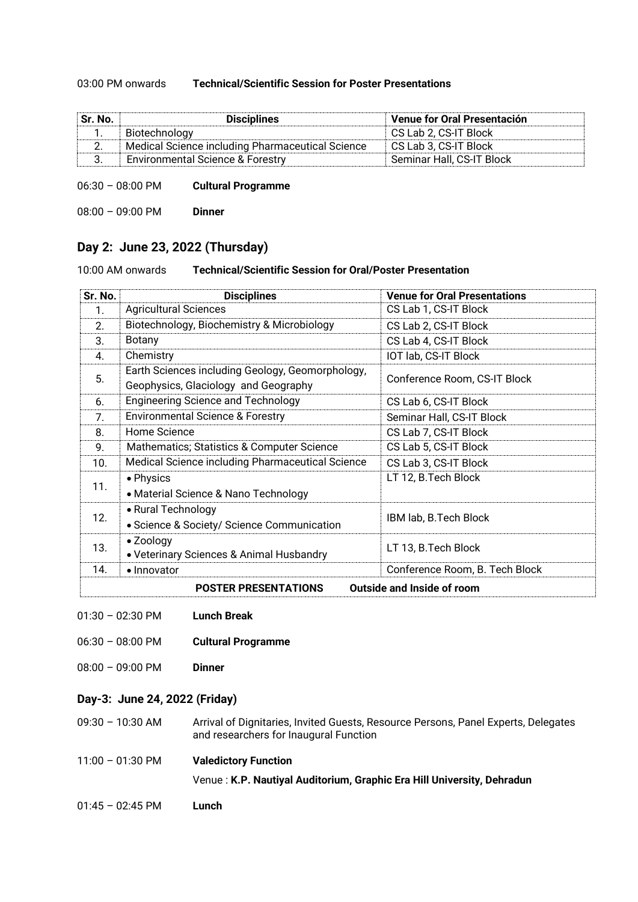03:00 PM onwards **Technical/Scientific Session for Poster Presentations**

| Sr. No. | Disciplines | Venue for Oral Presentación |
|---|---|---|
| 1. | Biotechnology | CS Lab 2, CS-IT Block |
| 2. | Medical Science including Pharmaceutical Science | CS Lab 3, CS-IT Block |
| 3. | Environmental Science & Forestry | Seminar Hall, CS-IT Block |

06:30 – 08:00 PM **Cultural Programme**

08:00 – 09:00 PM **Dinner**

## Day 2: June 23, 2022 (Thursday)

10:00 AM onwards **Technical/Scientific Session for Oral/Poster Presentation**

| Sr. No. | Disciplines | Venue for Oral Presentations |
|---|---|---|
| 1. | Agricultural Sciences | CS Lab 1, CS-IT Block |
| 2. | Biotechnology, Biochemistry & Microbiology | CS Lab 2, CS-IT Block |
| 3. | Botany | CS Lab 4, CS-IT Block |
| 4. | Chemistry | IOT lab, CS-IT Block |
| 5. | Earth Sciences including Geology, Geomorphology, Geophysics, Glaciology and Geography | Conference Room, CS-IT Block |
| 6. | Engineering Science and Technology | CS Lab 6, CS-IT Block |
| 7. | Environmental Science & Forestry | Seminar Hall, CS-IT Block |
| 8. | Home Science | CS Lab 7, CS-IT Block |
| 9. | Mathematics; Statistics & Computer Science | CS Lab 5, CS-IT Block |
| 10. | Medical Science including Pharmaceutical Science | CS Lab 3, CS-IT Block |
| 11. | • Physics<br>• Material Science & Nano Technology | LT 12, B.Tech Block |
| 12. | • Rural Technology<br>• Science & Society/ Science Communication | IBM lab, B.Tech Block |
| 13. | • Zoology<br>• Veterinary Sciences & Animal Husbandry | LT 13, B.Tech Block |
| 14. | • Innovator | Conference Room, B. Tech Block |
| | **POSTER PRESENTATIONS** | **Outside and Inside of room** |

01:30 – 02:30 PM **Lunch Break**

06:30 – 08:00 PM **Cultural Programme**

08:00 – 09:00 PM **Dinner**

## Day-3: June 24, 2022 (Friday)

09:30 – 10:30 AM Arrival of Dignitaries, Invited Guests, Resource Persons, Panel Experts, Delegates and researchers for Inaugural Function

11:00 – 01:30 PM **Valedictory Function**

Venue : **K.P. Nautiyal Auditorium, Graphic Era Hill University, Dehradun**

01:45 – 02:45 PM **Lunch**